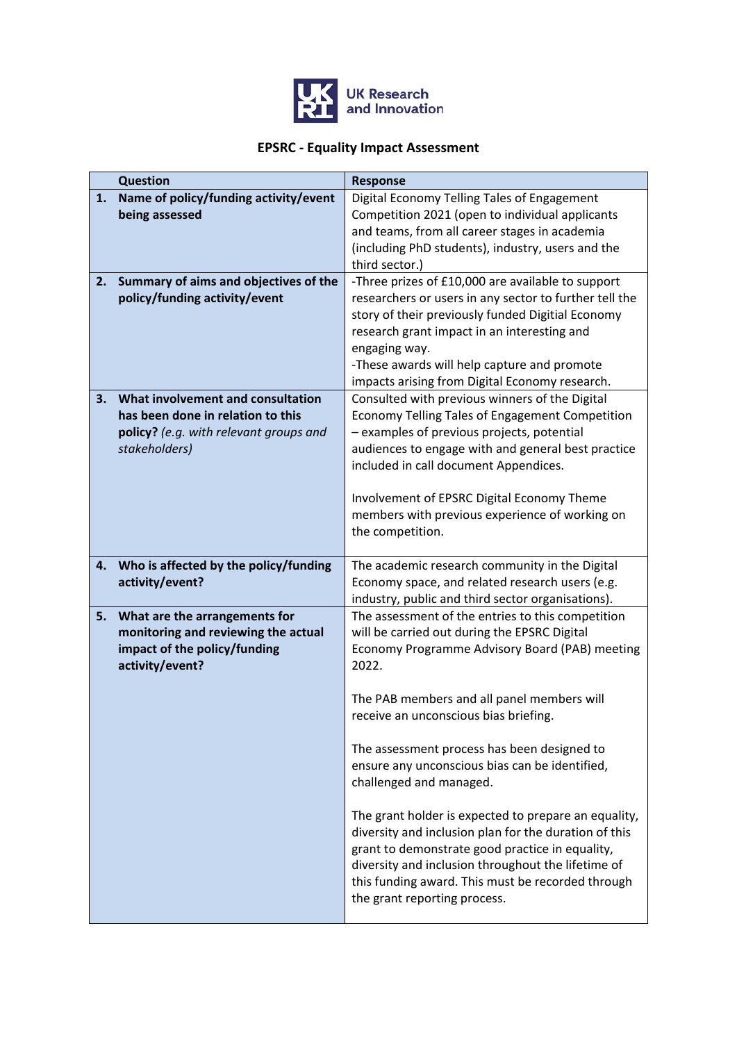UK Research and Innovation

# EPSRC - Equality Impact Assessment

| | Question | Response |
|---|---|---|
| 1. | **Name of policy/funding activity/event being assessed** | Digital Economy Telling Tales of Engagement Competition 2021 (open to individual applicants and teams, from all career stages in academia (including PhD students), industry, users and the third sector.) |
| 2. | **Summary of aims and objectives of the policy/funding activity/event** | -Three prizes of £10,000 are available to support researchers or users in any sector to further tell the story of their previously funded Digitial Economy research grant impact in an interesting and engaging way.<br>-These awards will help capture and promote impacts arising from Digital Economy research. |
| 3. | **What involvement and consultation has been done in relation to this policy?** *(e.g. with relevant groups and stakeholders)* | Consulted with previous winners of the Digital Economy Telling Tales of Engagement Competition – examples of previous projects, potential audiences to engage with and general best practice included in call document Appendices.<br><br>Involvement of EPSRC Digital Economy Theme members with previous experience of working on the competition. |
| 4. | **Who is affected by the policy/funding activity/event?** | The academic research community in the Digital Economy space, and related research users (e.g. industry, public and third sector organisations). |
| 5. | **What are the arrangements for monitoring and reviewing the actual impact of the policy/funding activity/event?** | The assessment of the entries to this competition will be carried out during the EPSRC Digital Economy Programme Advisory Board (PAB) meeting 2022.<br><br>The PAB members and all panel members will receive an unconscious bias briefing.<br><br>The assessment process has been designed to ensure any unconscious bias can be identified, challenged and managed.<br><br>The grant holder is expected to prepare an equality, diversity and inclusion plan for the duration of this grant to demonstrate good practice in equality, diversity and inclusion throughout the lifetime of this funding award. This must be recorded through the grant reporting process. |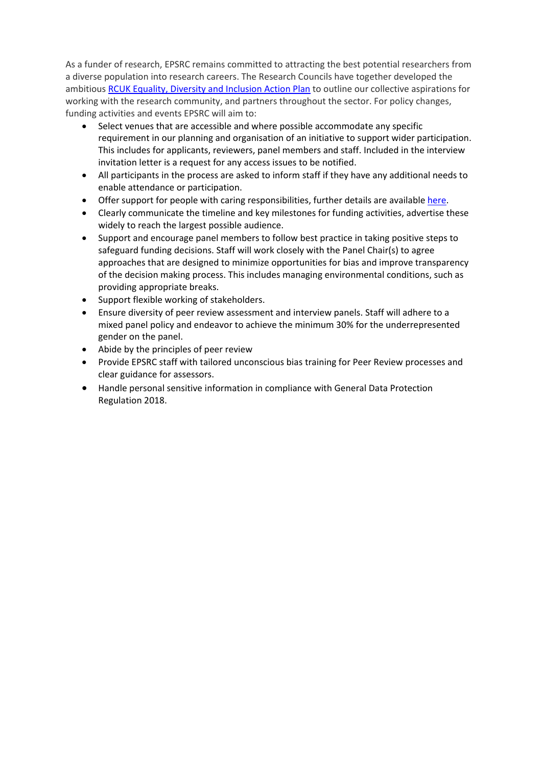As a funder of research, EPSRC remains committed to attracting the best potential researchers from a diverse population into research careers. The Research Councils have together developed the ambitious [RCUK Equality, Diversity and Inclusion Action Plan] to outline our collective aspirations for working with the research community, and partners throughout the sector. For policy changes, funding activities and events EPSRC will aim to:

- Select venues that are accessible and where possible accommodate any specific requirement in our planning and organisation of an initiative to support wider participation. This includes for applicants, reviewers, panel members and staff. Included in the interview invitation letter is a request for any access issues to be notified.
- All participants in the process are asked to inform staff if they have any additional needs to enable attendance or participation.
- Offer support for people with caring responsibilities, further details are available here.
- Clearly communicate the timeline and key milestones for funding activities, advertise these widely to reach the largest possible audience.
- Support and encourage panel members to follow best practice in taking positive steps to safeguard funding decisions. Staff will work closely with the Panel Chair(s) to agree approaches that are designed to minimize opportunities for bias and improve transparency of the decision making process. This includes managing environmental conditions, such as providing appropriate breaks.
- Support flexible working of stakeholders.
- Ensure diversity of peer review assessment and interview panels. Staff will adhere to a mixed panel policy and endeavor to achieve the minimum 30% for the underrepresented gender on the panel.
- Abide by the principles of peer review
- Provide EPSRC staff with tailored unconscious bias training for Peer Review processes and clear guidance for assessors.
- Handle personal sensitive information in compliance with General Data Protection Regulation 2018.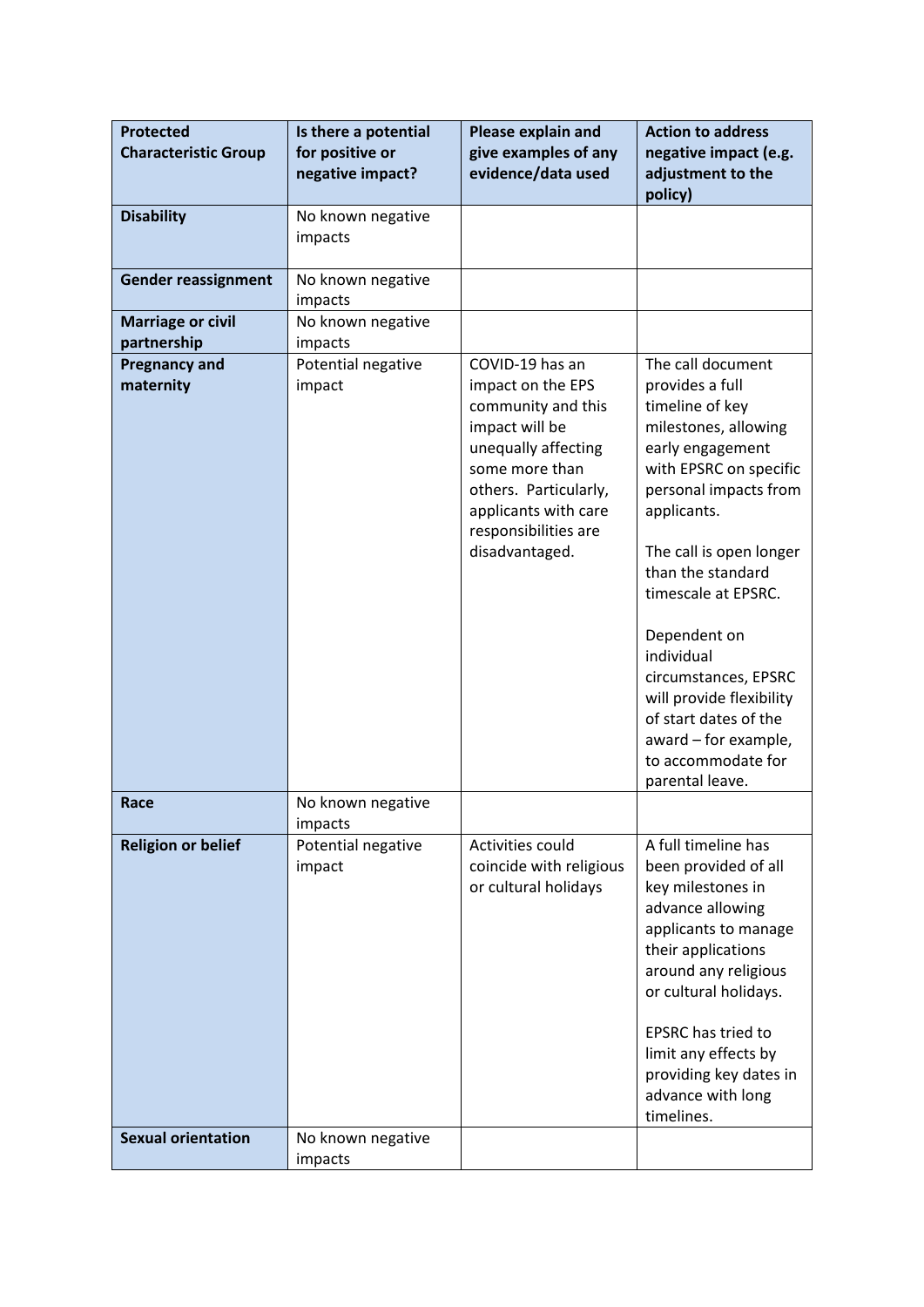| Protected Characteristic Group | Is there a potential for positive or negative impact? | Please explain and give examples of any evidence/data used | Action to address negative impact (e.g. adjustment to the policy) |
|---|---|---|---|
| **Disability** | No known negative impacts | | |
| **Gender reassignment** | No known negative impacts | | |
| **Marriage or civil partnership** | No known negative impacts | | |
| **Pregnancy and maternity** | Potential negative impact | COVID-19 has an impact on the EPS community and this impact will be unequally affecting some more than others. Particularly, applicants with care responsibilities are disadvantaged. | The call document provides a full timeline of key milestones, allowing early engagement with EPSRC on specific personal impacts from applicants.<br><br>The call is open longer than the standard timescale at EPSRC.<br><br>Dependent on individual circumstances, EPSRC will provide flexibility of start dates of the award – for example, to accommodate for parental leave. |
| **Race** | No known negative impacts | | |
| **Religion or belief** | Potential negative impact | Activities could coincide with religious or cultural holidays | A full timeline has been provided of all key milestones in advance allowing applicants to manage their applications around any religious or cultural holidays.<br><br>EPSRC has tried to limit any effects by providing key dates in advance with long timelines. |
| **Sexual orientation** | No known negative impacts | | |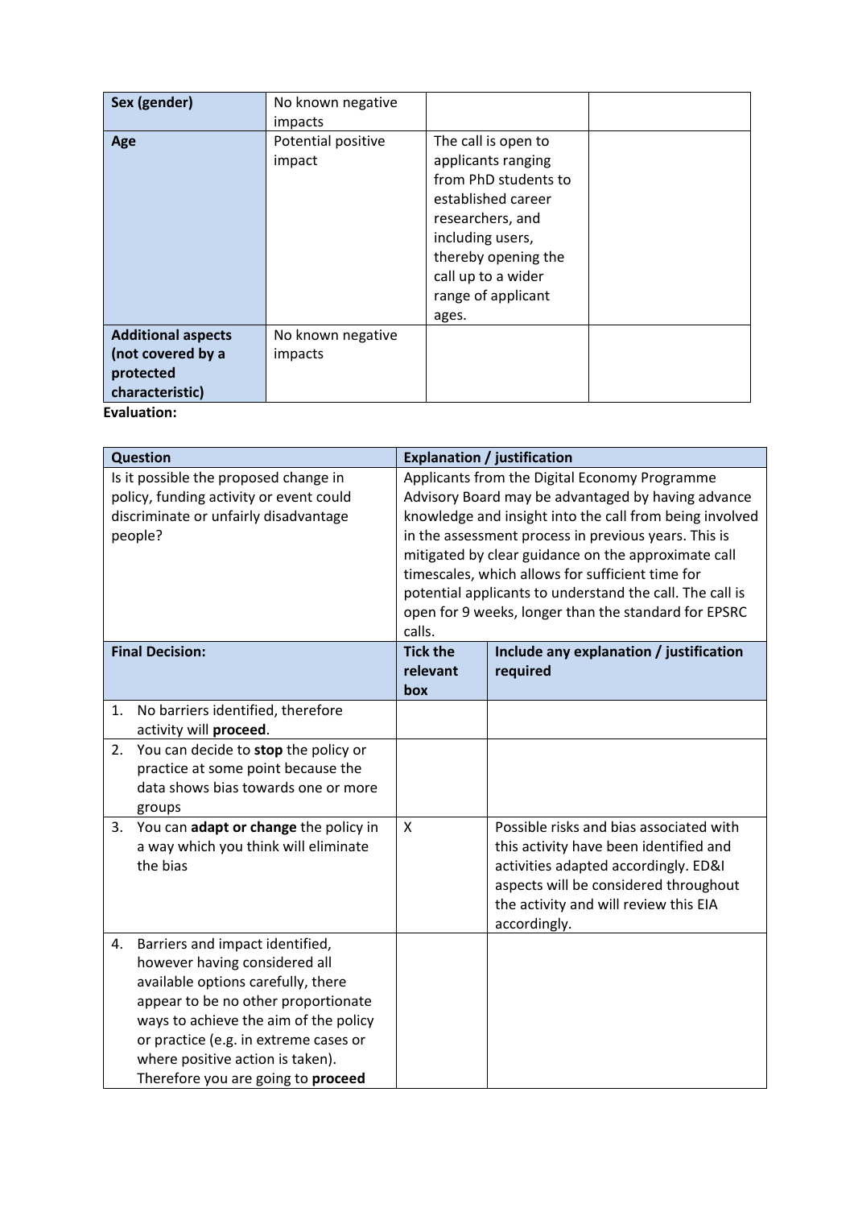| **Sex (gender)** | No known negative impacts | | |
| --- | --- | --- | --- |
| **Age** | Potential positive impact | The call is open to applicants ranging from PhD students to established career researchers, and including users, thereby opening the call up to a wider range of applicant ages. | |
| **Additional aspects (not covered by a protected characteristic)** | No known negative impacts | | |

**Evaluation:**

| **Question** | **Explanation / justification** | |
| --- | --- | --- |
| Is it possible the proposed change in policy, funding activity or event could discriminate or unfairly disadvantage people? | Applicants from the Digital Economy Programme Advisory Board may be advantaged by having advance knowledge and insight into the call from being involved in the assessment process in previous years. This is mitigated by clear guidance on the approximate call timescales, which allows for sufficient time for potential applicants to understand the call. The call is open for 9 weeks, longer than the standard for EPSRC calls. | |
| **Final Decision:** | **Tick the relevant box** | **Include any explanation / justification required** |
| 1. No barriers identified, therefore activity will **proceed**. | | |
| 2. You can decide to **stop** the policy or practice at some point because the data shows bias towards one or more groups | | |
| 3. You can **adapt or change** the policy in a way which you think will eliminate the bias | X | Possible risks and bias associated with this activity have been identified and activities adapted accordingly. ED&I aspects will be considered throughout the activity and will review this EIA accordingly. |
| 4. Barriers and impact identified, however having considered all available options carefully, there appear to be no other proportionate ways to achieve the aim of the policy or practice (e.g. in extreme cases or where positive action is taken). Therefore you are going to **proceed** | | |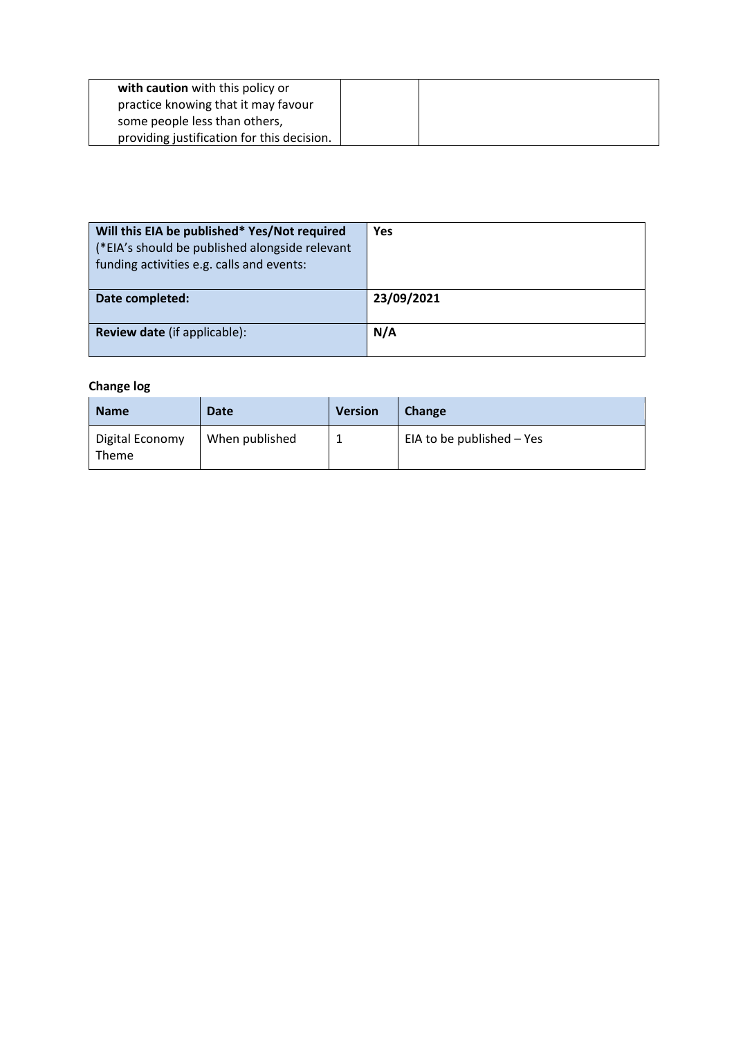| | | |
|---|---|---|
| **with caution** with this policy or practice knowing that it may favour some people less than others, providing justification for this decision. | | |

| | |
|---|---|
| **Will this EIA be published* Yes/Not required** (*EIA's should be published alongside relevant funding activities e.g. calls and events: | **Yes** |
| **Date completed:** | **23/09/2021** |
| **Review date** (if applicable): | **N/A** |

**Change log**

| Name | Date | Version | Change |
|---|---|---|---|
| Digital Economy Theme | When published | 1 | EIA to be published – Yes |